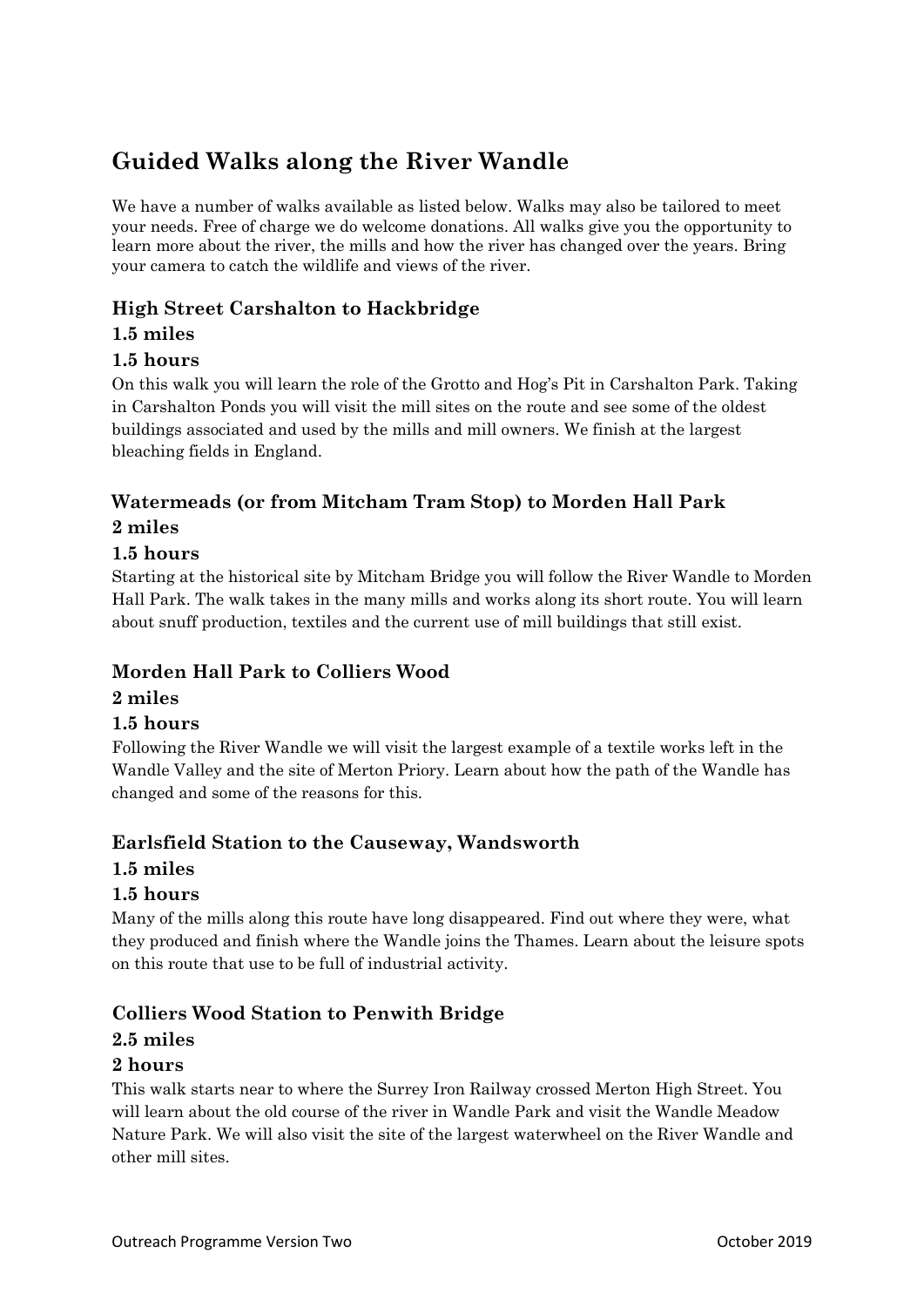# Guided Walks along the River Wandle

We have a number of walks available as listed below. Walks may also be tailored to meet your needs. Free of charge we do welcome donations. All walks give you the opportunity to learn more about the river, the mills and how the river has changed over the years. Bring your camera to catch the wildlife and views of the river.

## High Street Carshalton to Hackbridge

**1.5 miles**

**1.5 hours**

On this walk you will learn the role of the Grotto and Hog's Pit in Carshalton Park. Taking in Carshalton Ponds you will visit the mill sites on the route and see some of the oldest buildings associated and used by the mills and mill owners. We finish at the largest bleaching fields in England.

## Watermeads (or from Mitcham Tram Stop) to Morden Hall Park

**2 miles**

**1.5 hours**

Starting at the historical site by Mitcham Bridge you will follow the River Wandle to Morden Hall Park. The walk takes in the many mills and works along its short route. You will learn about snuff production, textiles and the current use of mill buildings that still exist.

## Morden Hall Park to Colliers Wood

**2 miles**

**1.5 hours**

Following the River Wandle we will visit the largest example of a textile works left in the Wandle Valley and the site of Merton Priory. Learn about how the path of the Wandle has changed and some of the reasons for this.

## Earlsfield Station to the Causeway, Wandsworth

**1.5 miles**

**1.5 hours**

Many of the mills along this route have long disappeared. Find out where they were, what they produced and finish where the Wandle joins the Thames. Learn about the leisure spots on this route that use to be full of industrial activity.

## Colliers Wood Station to Penwith Bridge

**2.5 miles**

**2 hours**

This walk starts near to where the Surrey Iron Railway crossed Merton High Street. You will learn about the old course of the river in Wandle Park and visit the Wandle Meadow Nature Park. We will also visit the site of the largest waterwheel on the River Wandle and other mill sites.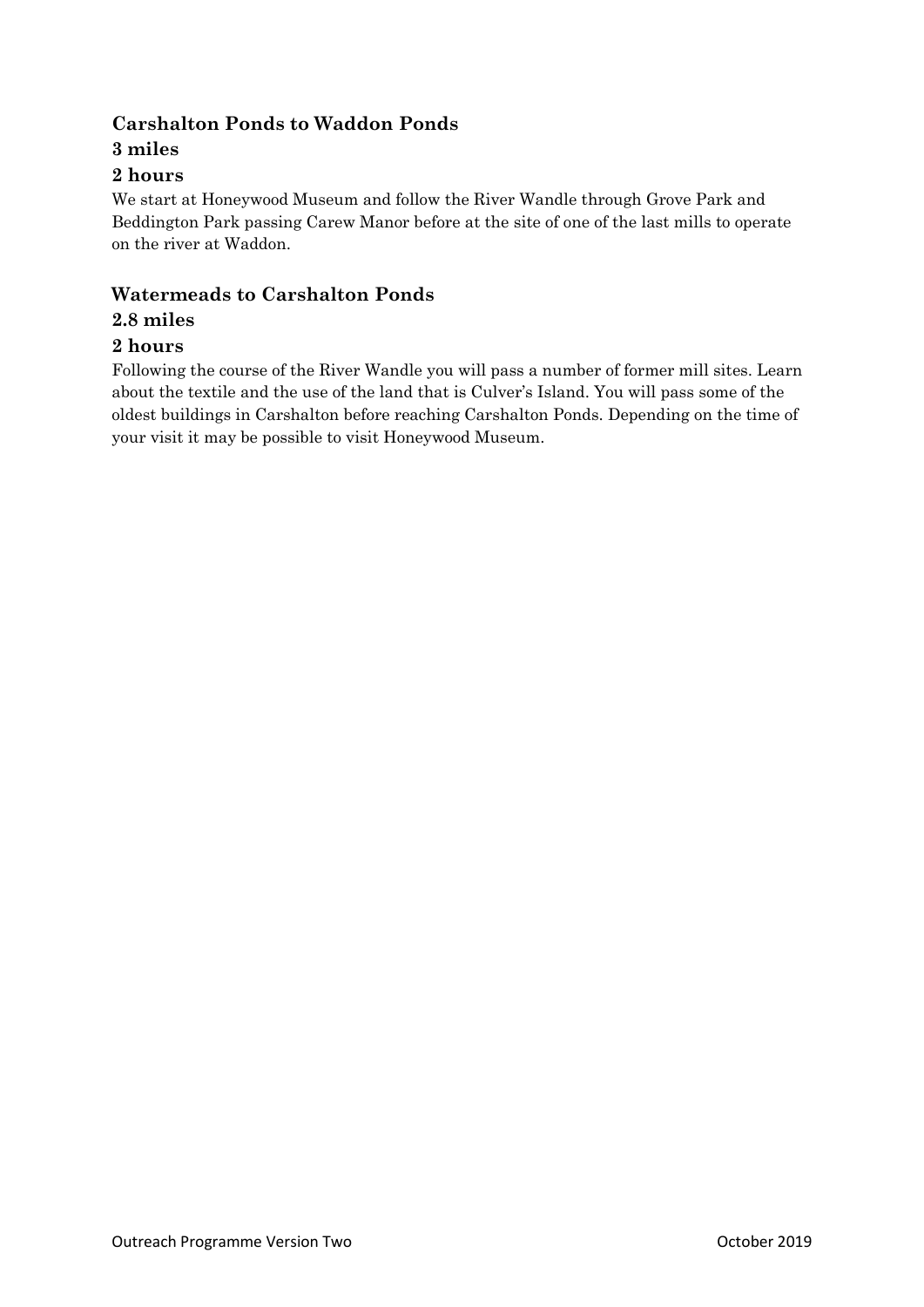### Carshalton Ponds to Waddon Ponds

**3 miles**

**2 hours**

We start at Honeywood Museum and follow the River Wandle through Grove Park and Beddington Park passing Carew Manor before at the site of one of the last mills to operate on the river at Waddon.

### Watermeads to Carshalton Ponds

**2.8 miles**

**2 hours**

Following the course of the River Wandle you will pass a number of former mill sites. Learn about the textile and the use of the land that is Culver's Island. You will pass some of the oldest buildings in Carshalton before reaching Carshalton Ponds. Depending on the time of your visit it may be possible to visit Honeywood Museum.